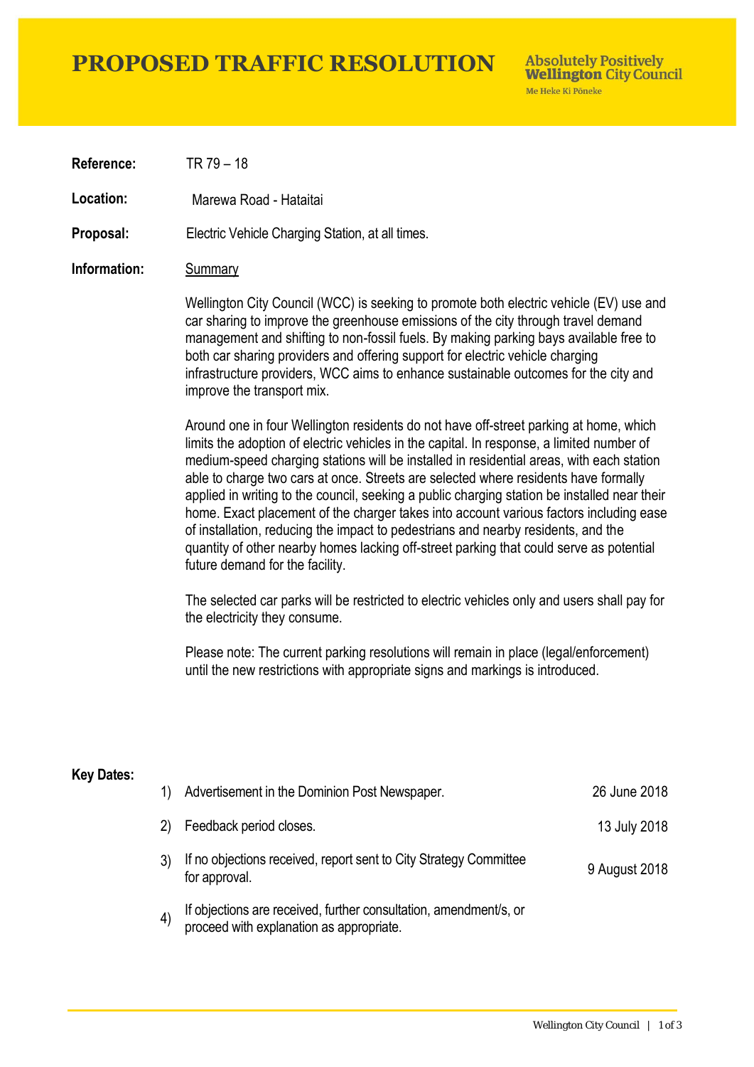# PROPOSED TRAFFIC RESOLUTION

**Absolutely Positively Wellington City Council**
Me Heke Ki Pōneke

**Reference:** TR 79 – 18

**Location:** Marewa Road - Hataitai

**Proposal:** Electric Vehicle Charging Station, at all times.

**Information:** Summary

Wellington City Council (WCC) is seeking to promote both electric vehicle (EV) use and car sharing to improve the greenhouse emissions of the city through travel demand management and shifting to non-fossil fuels. By making parking bays available free to both car sharing providers and offering support for electric vehicle charging infrastructure providers, WCC aims to enhance sustainable outcomes for the city and improve the transport mix.

Around one in four Wellington residents do not have off-street parking at home, which limits the adoption of electric vehicles in the capital. In response, a limited number of medium-speed charging stations will be installed in residential areas, with each station able to charge two cars at once. Streets are selected where residents have formally applied in writing to the council, seeking a public charging station be installed near their home. Exact placement of the charger takes into account various factors including ease of installation, reducing the impact to pedestrians and nearby residents, and the quantity of other nearby homes lacking off-street parking that could serve as potential future demand for the facility.

The selected car parks will be restricted to electric vehicles only and users shall pay for the electricity they consume.

Please note: The current parking resolutions will remain in place (legal/enforcement) until the new restrictions with appropriate signs and markings is introduced.

**Key Dates:**

1) Advertisement in the Dominion Post Newspaper. — 26 June 2018
2) Feedback period closes. — 13 July 2018
3) If no objections received, report sent to City Strategy Committee for approval. — 9 August 2018
4) If objections are received, further consultation, amendment/s, or proceed with explanation as appropriate.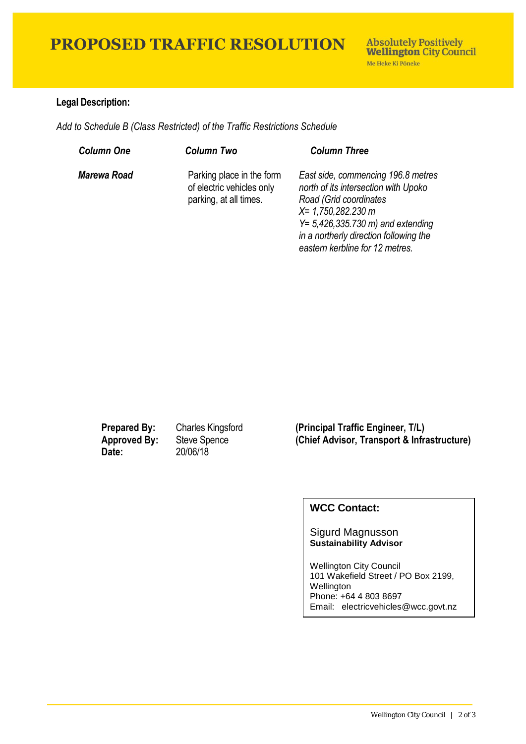# PROPOSED TRAFFIC RESOLUTION

**Absolutely Positively Wellington City Council**
Me Heke Ki Pōneke

**Legal Description:**

*Add to Schedule B (Class Restricted) of the Traffic Restrictions Schedule*

| *Column One* | *Column Two* | *Column Three* |
|---|---|---|
| ***Marewa Road*** | Parking place in the form of electric vehicles only parking, at all times. | *East side, commencing 196.8 metres north of its intersection with Upoko Road (Grid coordinates X= 1,750,282.230 m Y= 5,426,335.730 m) and extending in a northerly direction following the eastern kerbline for 12 metres.* |

| | | |
|---|---|---|
| **Prepared By:** | Charles Kingsford | **(Principal Traffic Engineer, T/L)** |
| **Approved By:** | Steve Spence | **(Chief Advisor, Transport & Infrastructure)** |
| **Date:** | 20/06/18 | |

**WCC Contact:**

Sigurd Magnusson
**Sustainability Advisor**

Wellington City Council
101 Wakefield Street / PO Box 2199, Wellington
Phone: +64 4 803 8697
Email: electricvehicles@wcc.govt.nz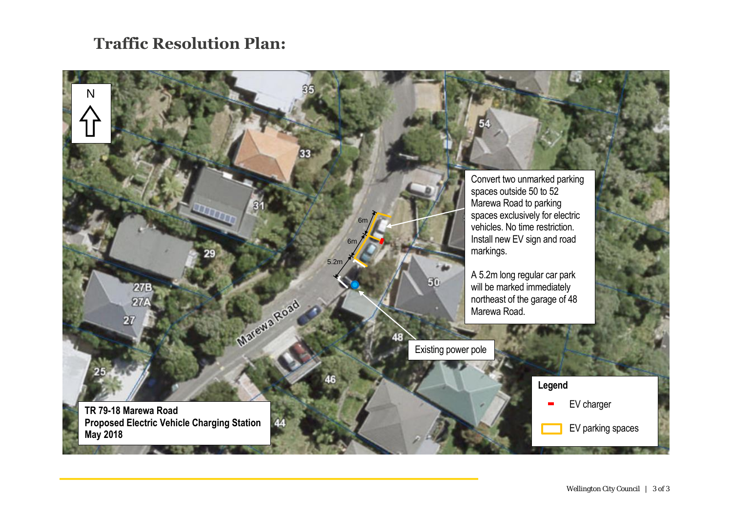## Traffic Resolution Plan:

N

35

33

31

29

27B

27A

27

25

54

50

48

46

44

Marewa Road

6m

6m

5.2m

Convert two unmarked parking spaces outside 50 to 52 Marewa Road to parking spaces exclusively for electric vehicles. No time restriction. Install new EV sign and road markings.

A 5.2m long regular car park will be marked immediately northeast of the garage of 48 Marewa Road.

Existing power pole

**TR 79-18 Marewa Road**
**Proposed Electric Vehicle Charging Station**
**May 2018**

**Legend**

EV charger

EV parking spaces